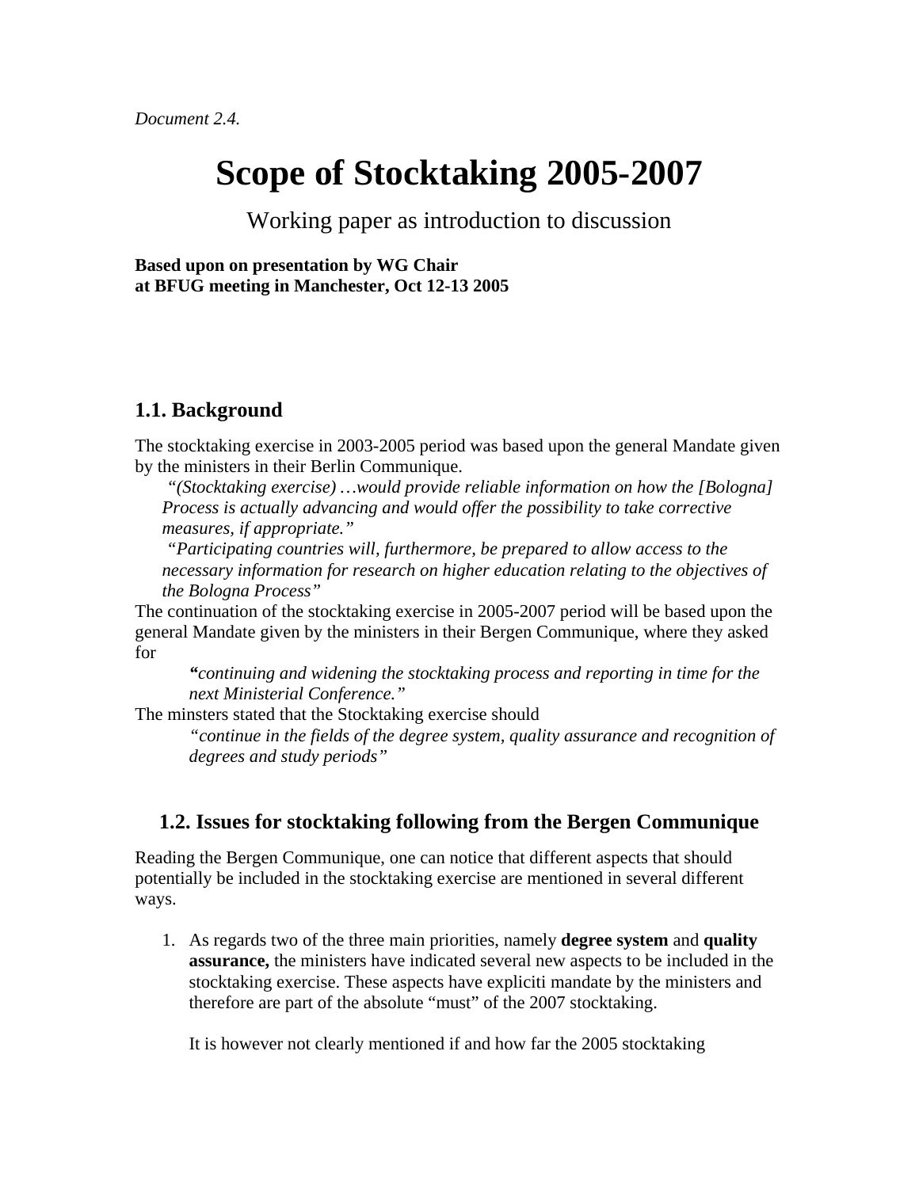*Document 2.4.*

# Scope of Stocktaking 2005-2007

Working paper as introduction to discussion

**Based upon on presentation by WG Chair**
**at BFUG meeting in Manchester, Oct 12-13 2005**

## 1.1. Background

The stocktaking exercise in 2003-2005 period was based upon the general Mandate given by the ministers in their Berlin Communique.

> *"(Stocktaking exercise) …would provide reliable information on how the [Bologna] Process is actually advancing and would offer the possibility to take corrective measures, if appropriate."*
>
> *"Participating countries will, furthermore, be prepared to allow access to the necessary information for research on higher education relating to the objectives of the Bologna Process"*

The continuation of the stocktaking exercise in 2005-2007 period will be based upon the general Mandate given by the ministers in their Bergen Communique, where they asked for

> ***"****continuing and widening the stocktaking process and reporting in time for the next Ministerial Conference."*

The minsters stated that the Stocktaking exercise should

> *"continue in the fields of the degree system, quality assurance and recognition of degrees and study periods"*

## 1.2. Issues for stocktaking following from the Bergen Communique

Reading the Bergen Communique, one can notice that different aspects that should potentially be included in the stocktaking exercise are mentioned in several different ways.

1. As regards two of the three main priorities, namely **degree system** and **quality assurance,** the ministers have indicated several new aspects to be included in the stocktaking exercise. These aspects have expliciti mandate by the ministers and therefore are part of the absolute "must" of the 2007 stocktaking.

   It is however not clearly mentioned if and how far the 2005 stocktaking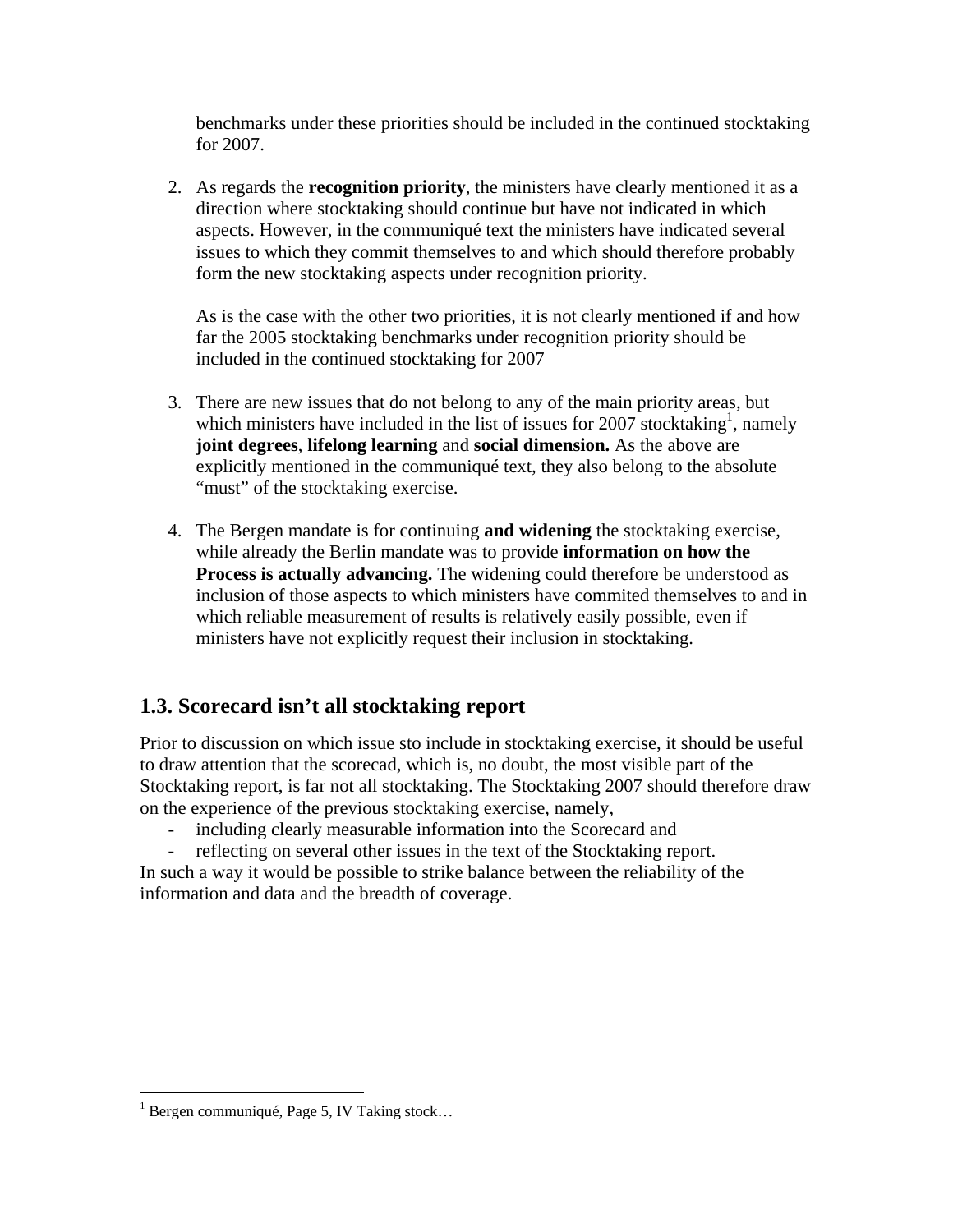benchmarks under these priorities should be included in the continued stocktaking for 2007.

2. As regards the **recognition priority**, the ministers have clearly mentioned it as a direction where stocktaking should continue but have not indicated in which aspects. However, in the communiqué text the ministers have indicated several issues to which they commit themselves to and which should therefore probably form the new stocktaking aspects under recognition priority.

   As is the case with the other two priorities, it is not clearly mentioned if and how far the 2005 stocktaking benchmarks under recognition priority should be included in the continued stocktaking for 2007

3. There are new issues that do not belong to any of the main priority areas, but which ministers have included in the list of issues for 2007 stocktaking[1], namely **joint degrees**, **lifelong learning** and **social dimension.** As the above are explicitly mentioned in the communiqué text, they also belong to the absolute "must" of the stocktaking exercise.

4. The Bergen mandate is for continuing **and widening** the stocktaking exercise, while already the Berlin mandate was to provide **information on how the Process is actually advancing.** The widening could therefore be understood as inclusion of those aspects to which ministers have commited themselves to and in which reliable measurement of results is relatively easily possible, even if ministers have not explicitly request their inclusion in stocktaking.

## 1.3. Scorecard isn't all stocktaking report

Prior to discussion on which issue sto include in stocktaking exercise, it should be useful to draw attention that the scorecad, which is, no doubt, the most visible part of the Stocktaking report, is far not all stocktaking. The Stocktaking 2007 should therefore draw on the experience of the previous stocktaking exercise, namely,

- including clearly measurable information into the Scorecard and
- reflecting on several other issues in the text of the Stocktaking report.

In such a way it would be possible to strike balance between the reliability of the information and data and the breadth of coverage.

[1] Bergen communiqué, Page 5, IV Taking stock…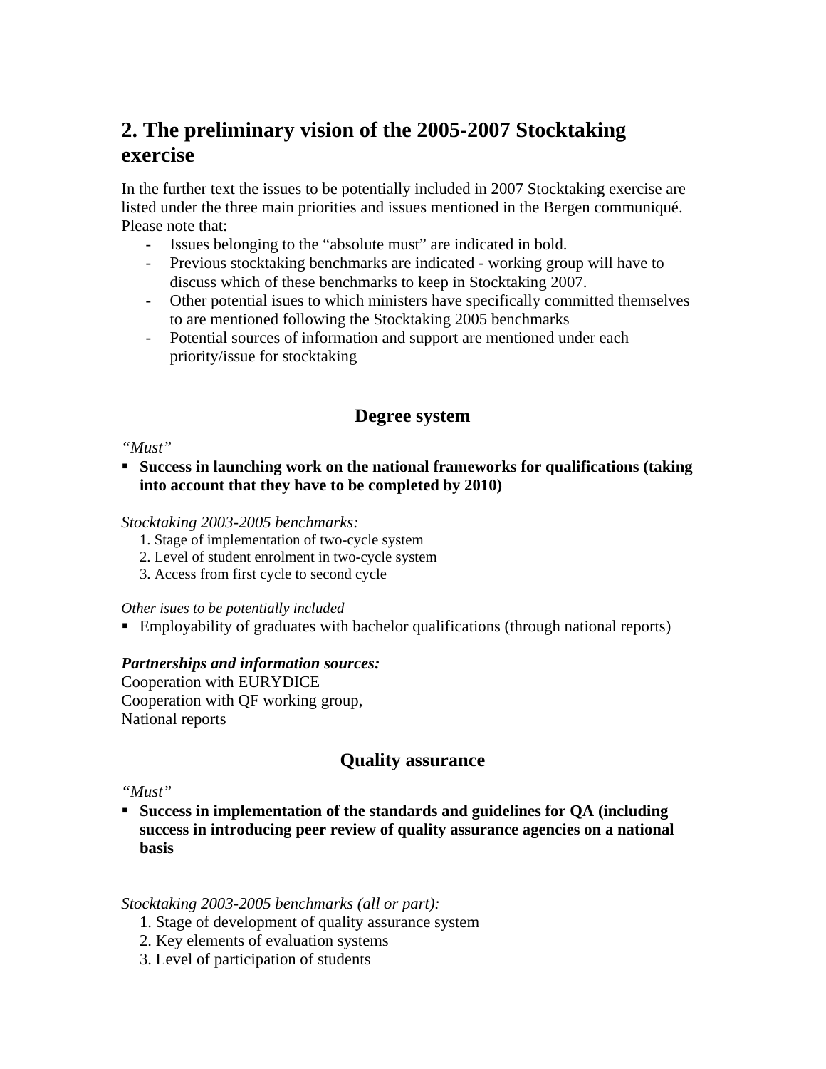## 2. The preliminary vision of the 2005-2007 Stocktaking exercise

In the further text the issues to be potentially included in 2007 Stocktaking exercise are listed under the three main priorities and issues mentioned in the Bergen communiqué. Please note that:

- Issues belonging to the "absolute must" are indicated in bold.
- Previous stocktaking benchmarks are indicated - working group will have to discuss which of these benchmarks to keep in Stocktaking 2007.
- Other potential isues to which ministers have specifically committed themselves to are mentioned following the Stocktaking 2005 benchmarks
- Potential sources of information and support are mentioned under each priority/issue for stocktaking

### Degree system

*"Must"*

- **Success in launching work on the national frameworks for qualifications (taking into account that they have to be completed by 2010)**

*Stocktaking 2003-2005 benchmarks:*

1. Stage of implementation of two-cycle system
2. Level of student enrolment in two-cycle system
3. Access from first cycle to second cycle

*Other isues to be potentially included*

- Employability of graduates with bachelor qualifications (through national reports)

***Partnerships and information sources:***

Cooperation with EURYDICE
Cooperation with QF working group,
National reports

### Quality assurance

*"Must"*

- **Success in implementation of the standards and guidelines for QA (including success in introducing peer review of quality assurance agencies on a national basis**

*Stocktaking 2003-2005 benchmarks (all or part):*

1. Stage of development of quality assurance system
2. Key elements of evaluation systems
3. Level of participation of students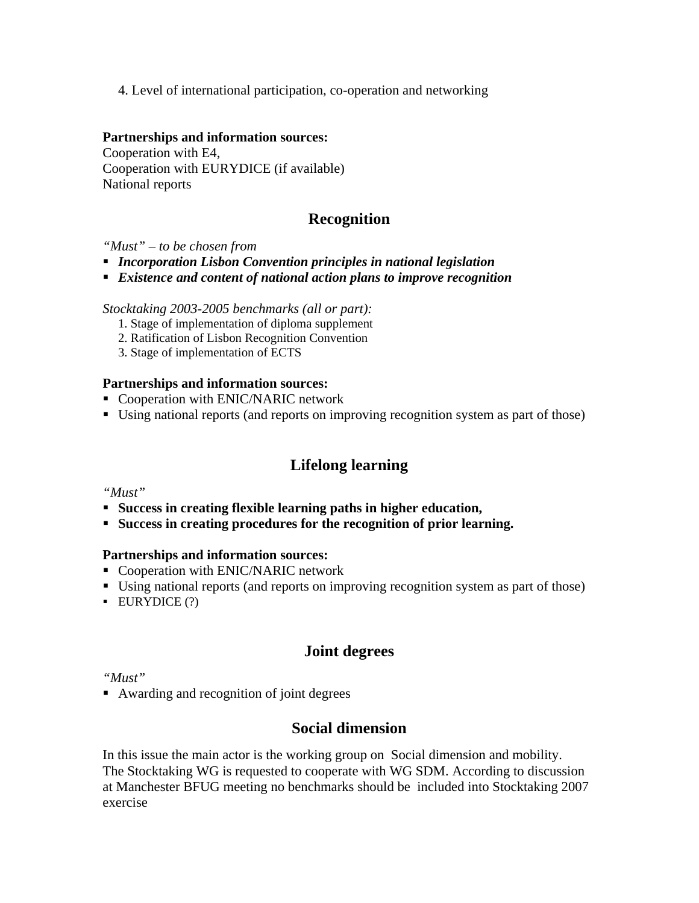4. Level of international participation, co-operation and networking

**Partnerships and information sources:**
Cooperation with E4,
Cooperation with EURYDICE (if available)
National reports

## Recognition

*"Must" – to be chosen from*

- ***Incorporation Lisbon Convention principles in national legislation***
- ***Existence and content of national action plans to improve recognition***

*Stocktaking 2003-2005 benchmarks (all or part):*

1. Stage of implementation of diploma supplement
2. Ratification of Lisbon Recognition Convention
3. Stage of implementation of ECTS

**Partnerships and information sources:**

- Cooperation with ENIC/NARIC network
- Using national reports (and reports on improving recognition system as part of those)

## Lifelong learning

*"Must"*

- **Success in creating flexible learning paths in higher education,**
- **Success in creating procedures for the recognition of prior learning.**

**Partnerships and information sources:**

- Cooperation with ENIC/NARIC network
- Using national reports (and reports on improving recognition system as part of those)
- EURYDICE (?)

## Joint degrees

*"Must"*

- Awarding and recognition of joint degrees

## Social dimension

In this issue the main actor is the working group on Social dimension and mobility. The Stocktaking WG is requested to cooperate with WG SDM. According to discussion at Manchester BFUG meeting no benchmarks should be included into Stocktaking 2007 exercise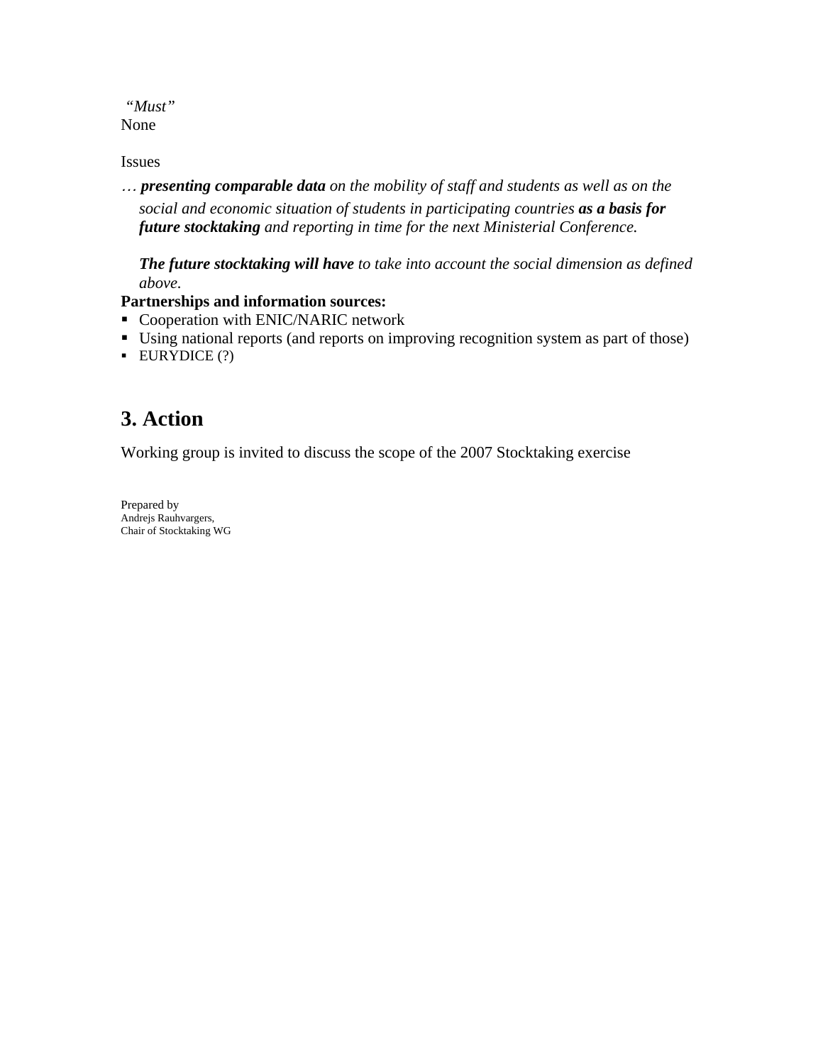*"Must"*

None

Issues

*… **presenting comparable data** on the mobility of staff and students as well as on the social and economic situation of students in participating countries **as a basis for future stocktaking** and reporting in time for the next Ministerial Conference.*

*__The future stocktaking will have__ to take into account the social dimension as defined above.*

**Partnerships and information sources:**

- Cooperation with ENIC/NARIC network
- Using national reports (and reports on improving recognition system as part of those)
- EURYDICE (?)

## 3. Action

Working group is invited to discuss the scope of the 2007 Stocktaking exercise

Prepared by
Andrejs Rauhvargers,
Chair of Stocktaking WG